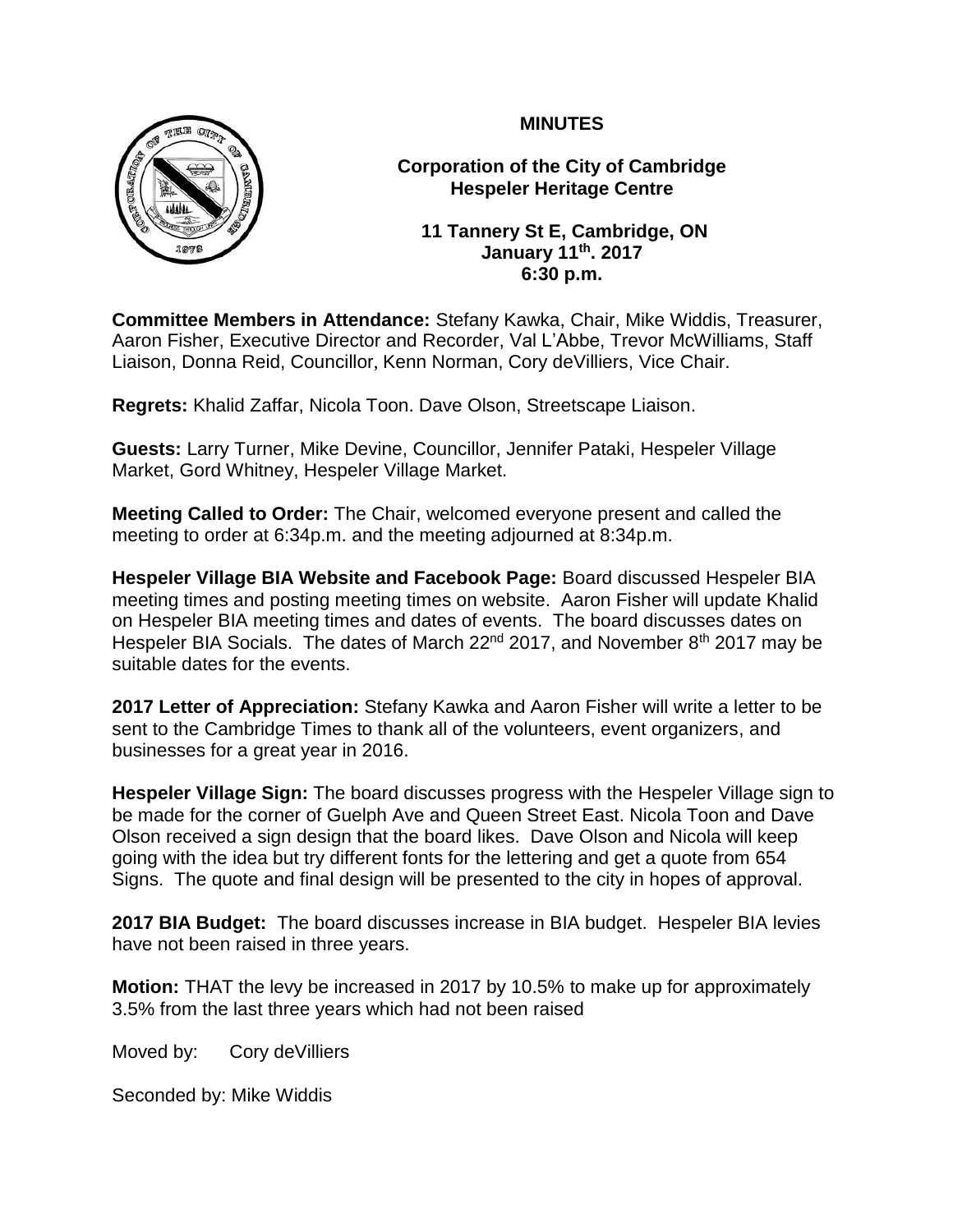**MINUTES**

**Corporation of the City of Cambridge**
**Hespeler Heritage Centre**

**11 Tannery St E, Cambridge, ON**
**January 11th. 2017**
**6:30 p.m.**

**Committee Members in Attendance:** Stefany Kawka, Chair, Mike Widdis, Treasurer, Aaron Fisher, Executive Director and Recorder, Val L'Abbe, Trevor McWilliams, Staff Liaison, Donna Reid, Councillor, Kenn Norman, Cory deVilliers, Vice Chair.

**Regrets:** Khalid Zaffar, Nicola Toon. Dave Olson, Streetscape Liaison.

**Guests:** Larry Turner, Mike Devine, Councillor, Jennifer Pataki, Hespeler Village Market, Gord Whitney, Hespeler Village Market.

**Meeting Called to Order:** The Chair, welcomed everyone present and called the meeting to order at 6:34p.m. and the meeting adjourned at 8:34p.m.

**Hespeler Village BIA Website and Facebook Page:** Board discussed Hespeler BIA meeting times and posting meeting times on website. Aaron Fisher will update Khalid on Hespeler BIA meeting times and dates of events. The board discusses dates on Hespeler BIA Socials. The dates of March 22nd 2017, and November 8th 2017 may be suitable dates for the events.

**2017 Letter of Appreciation:** Stefany Kawka and Aaron Fisher will write a letter to be sent to the Cambridge Times to thank all of the volunteers, event organizers, and businesses for a great year in 2016.

**Hespeler Village Sign:** The board discusses progress with the Hespeler Village sign to be made for the corner of Guelph Ave and Queen Street East. Nicola Toon and Dave Olson received a sign design that the board likes. Dave Olson and Nicola will keep going with the idea but try different fonts for the lettering and get a quote from 654 Signs. The quote and final design will be presented to the city in hopes of approval.

**2017 BIA Budget:** The board discusses increase in BIA budget. Hespeler BIA levies have not been raised in three years.

**Motion:** THAT the levy be increased in 2017 by 10.5% to make up for approximately 3.5% from the last three years which had not been raised

Moved by: Cory deVilliers

Seconded by: Mike Widdis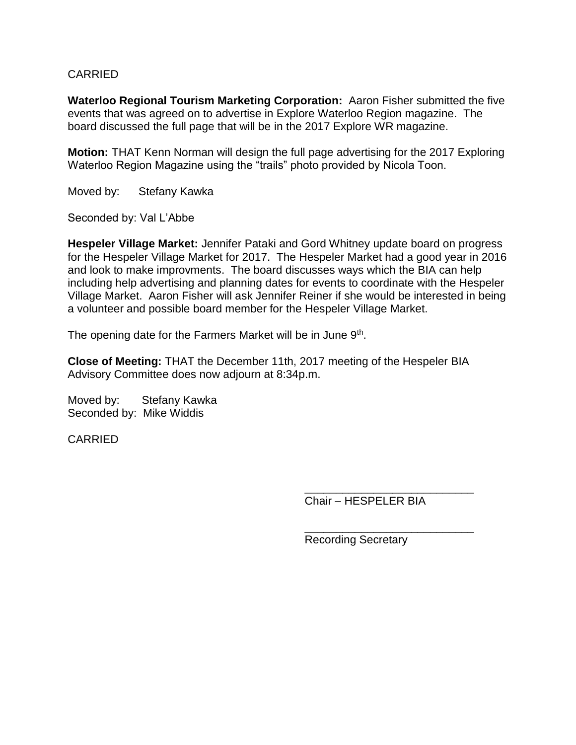CARRIED

**Waterloo Regional Tourism Marketing Corporation:** Aaron Fisher submitted the five events that was agreed on to advertise in Explore Waterloo Region magazine. The board discussed the full page that will be in the 2017 Explore WR magazine.

**Motion:** THAT Kenn Norman will design the full page advertising for the 2017 Exploring Waterloo Region Magazine using the "trails" photo provided by Nicola Toon.

Moved by: Stefany Kawka

Seconded by: Val L'Abbe

**Hespeler Village Market:** Jennifer Pataki and Gord Whitney update board on progress for the Hespeler Village Market for 2017. The Hespeler Market had a good year in 2016 and look to make improvments. The board discusses ways which the BIA can help including help advertising and planning dates for events to coordinate with the Hespeler Village Market. Aaron Fisher will ask Jennifer Reiner if she would be interested in being a volunteer and possible board member for the Hespeler Village Market.

The opening date for the Farmers Market will be in June 9th.

**Close of Meeting:** THAT the December 11th, 2017 meeting of the Hespeler BIA Advisory Committee does now adjourn at 8:34p.m.

Moved by: Stefany Kawka
Seconded by: Mike Widdis

CARRIED

___________________________
Chair – HESPELER BIA

___________________________
Recording Secretary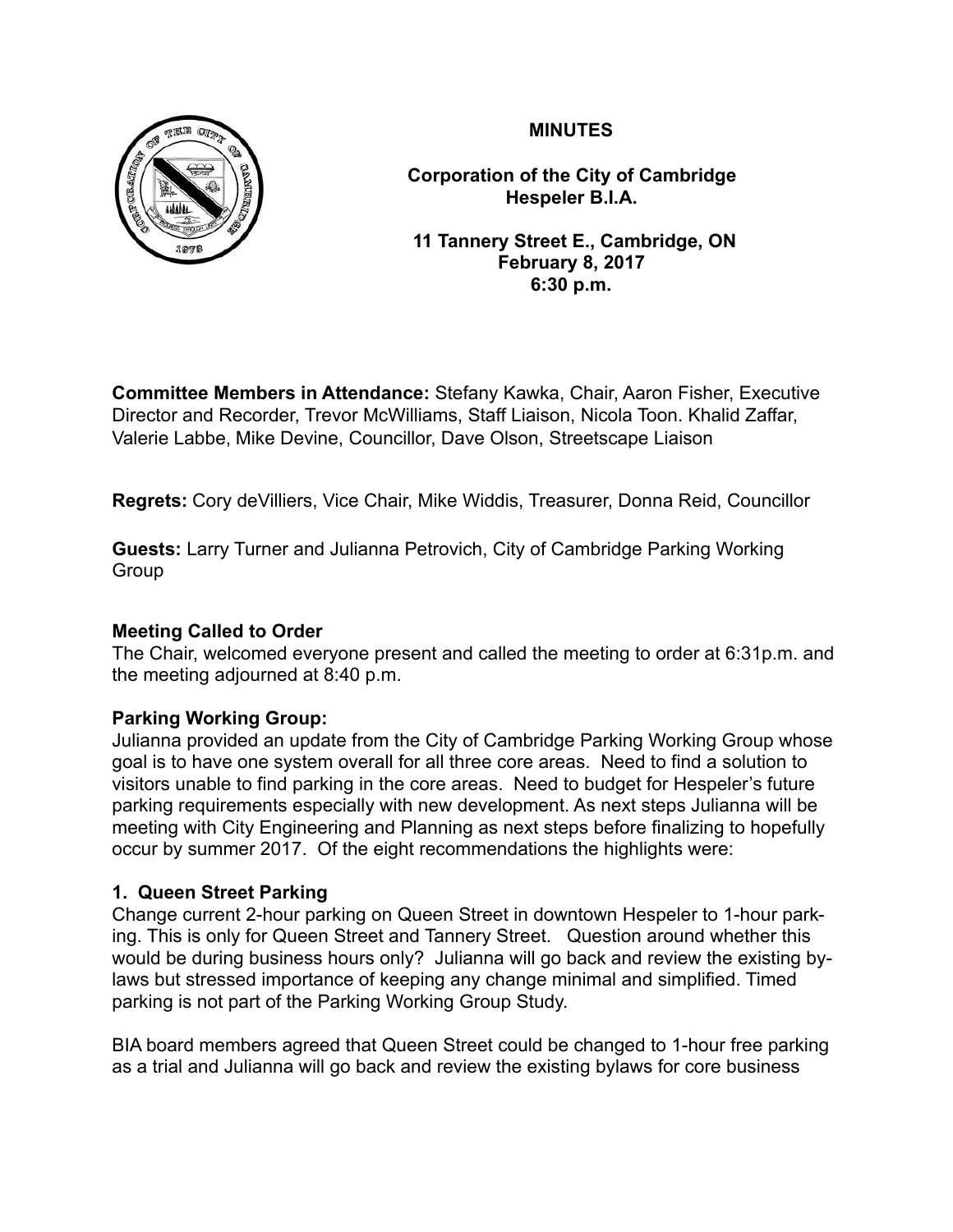**MINUTES**

**Corporation of the City of Cambridge**
**Hespeler B.I.A.**

**11 Tannery Street E., Cambridge, ON**
**February 8, 2017**
**6:30 p.m.**

**Committee Members in Attendance:** Stefany Kawka, Chair, Aaron Fisher, Executive Director and Recorder, Trevor McWilliams, Staff Liaison, Nicola Toon. Khalid Zaffar, Valerie Labbe, Mike Devine, Councillor, Dave Olson, Streetscape Liaison

**Regrets:** Cory deVilliers, Vice Chair, Mike Widdis, Treasurer, Donna Reid, Councillor

**Guests:** Larry Turner and Julianna Petrovich, City of Cambridge Parking Working Group

**Meeting Called to Order**

The Chair, welcomed everyone present and called the meeting to order at 6:31p.m. and the meeting adjourned at 8:40 p.m.

**Parking Working Group:**

Julianna provided an update from the City of Cambridge Parking Working Group whose goal is to have one system overall for all three core areas. Need to find a solution to visitors unable to find parking in the core areas. Need to budget for Hespeler's future parking requirements especially with new development. As next steps Julianna will be meeting with City Engineering and Planning as next steps before finalizing to hopefully occur by summer 2017. Of the eight recommendations the highlights were:

**1. Queen Street Parking**

Change current 2-hour parking on Queen Street in downtown Hespeler to 1-hour parking. This is only for Queen Street and Tannery Street. Question around whether this would be during business hours only? Julianna will go back and review the existing bylaws but stressed importance of keeping any change minimal and simplified. Timed parking is not part of the Parking Working Group Study.

BIA board members agreed that Queen Street could be changed to 1-hour free parking as a trial and Julianna will go back and review the existing bylaws for core business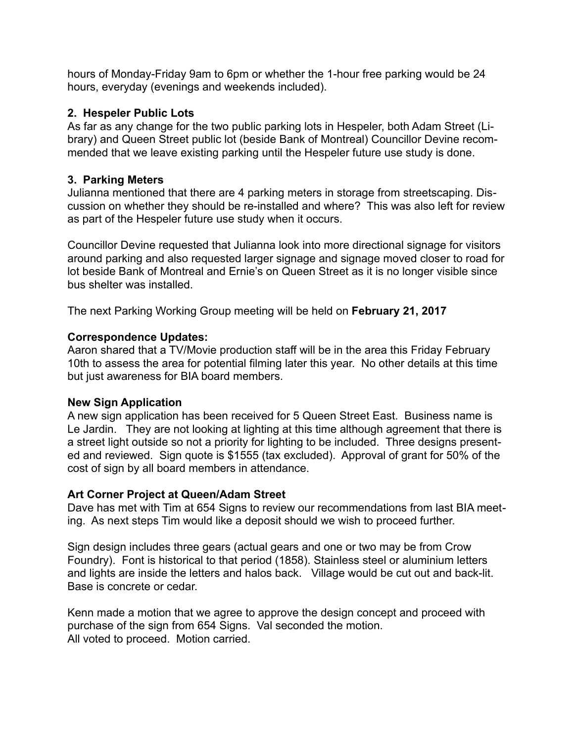hours of Monday-Friday 9am to 6pm or whether the 1-hour free parking would be 24 hours, everyday (evenings and weekends included).

**2. Hespeler Public Lots**

As far as any change for the two public parking lots in Hespeler, both Adam Street (Library) and Queen Street public lot (beside Bank of Montreal) Councillor Devine recommended that we leave existing parking until the Hespeler future use study is done.

**3. Parking Meters**

Julianna mentioned that there are 4 parking meters in storage from streetscaping. Discussion on whether they should be re-installed and where? This was also left for review as part of the Hespeler future use study when it occurs.

Councillor Devine requested that Julianna look into more directional signage for visitors around parking and also requested larger signage and signage moved closer to road for lot beside Bank of Montreal and Ernie's on Queen Street as it is no longer visible since bus shelter was installed.

The next Parking Working Group meeting will be held on **February 21, 2017**

**Correspondence Updates:**

Aaron shared that a TV/Movie production staff will be in the area this Friday February 10th to assess the area for potential filming later this year. No other details at this time but just awareness for BIA board members.

**New Sign Application**

A new sign application has been received for 5 Queen Street East. Business name is Le Jardin. They are not looking at lighting at this time although agreement that there is a street light outside so not a priority for lighting to be included. Three designs presented and reviewed. Sign quote is $1555 (tax excluded). Approval of grant for 50% of the cost of sign by all board members in attendance.

**Art Corner Project at Queen/Adam Street**

Dave has met with Tim at 654 Signs to review our recommendations from last BIA meeting. As next steps Tim would like a deposit should we wish to proceed further.

Sign design includes three gears (actual gears and one or two may be from Crow Foundry). Font is historical to that period (1858). Stainless steel or aluminium letters and lights are inside the letters and halos back. Village would be cut out and back-lit. Base is concrete or cedar.

Kenn made a motion that we agree to approve the design concept and proceed with purchase of the sign from 654 Signs. Val seconded the motion.
All voted to proceed. Motion carried.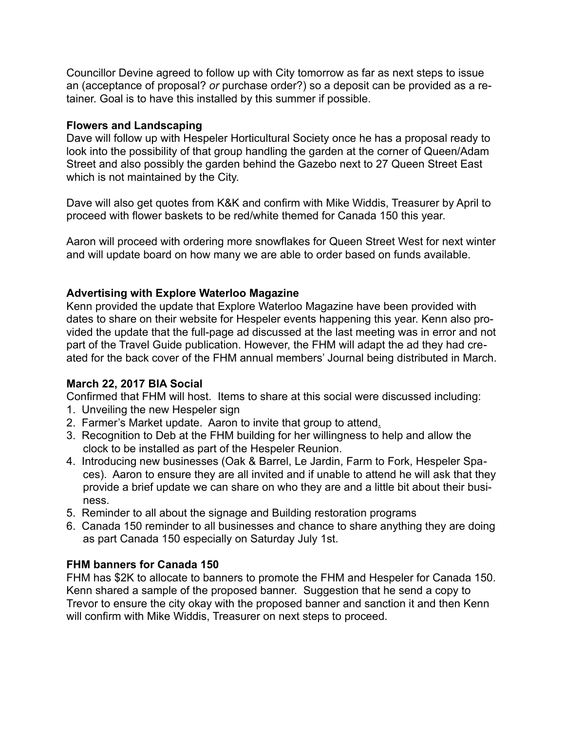Councillor Devine agreed to follow up with City tomorrow as far as next steps to issue an (acceptance of proposal? *or* purchase order?) so a deposit can be provided as a retainer. Goal is to have this installed by this summer if possible.

**Flowers and Landscaping**

Dave will follow up with Hespeler Horticultural Society once he has a proposal ready to look into the possibility of that group handling the garden at the corner of Queen/Adam Street and also possibly the garden behind the Gazebo next to 27 Queen Street East which is not maintained by the City.

Dave will also get quotes from K&K and confirm with Mike Widdis, Treasurer by April to proceed with flower baskets to be red/white themed for Canada 150 this year.

Aaron will proceed with ordering more snowflakes for Queen Street West for next winter and will update board on how many we are able to order based on funds available.

**Advertising with Explore Waterloo Magazine**

Kenn provided the update that Explore Waterloo Magazine have been provided with dates to share on their website for Hespeler events happening this year. Kenn also provided the update that the full-page ad discussed at the last meeting was in error and not part of the Travel Guide publication. However, the FHM will adapt the ad they had created for the back cover of the FHM annual members' Journal being distributed in March.

**March 22, 2017 BIA Social**

Confirmed that FHM will host. Items to share at this social were discussed including:

1. Unveiling the new Hespeler sign
2. Farmer's Market update. Aaron to invite that group to attend.
3. Recognition to Deb at the FHM building for her willingness to help and allow the clock to be installed as part of the Hespeler Reunion.
4. Introducing new businesses (Oak & Barrel, Le Jardin, Farm to Fork, Hespeler Spaces). Aaron to ensure they are all invited and if unable to attend he will ask that they provide a brief update we can share on who they are and a little bit about their business.
5. Reminder to all about the signage and Building restoration programs
6. Canada 150 reminder to all businesses and chance to share anything they are doing as part Canada 150 especially on Saturday July 1st.

**FHM banners for Canada 150**

FHM has $2K to allocate to banners to promote the FHM and Hespeler for Canada 150. Kenn shared a sample of the proposed banner. Suggestion that he send a copy to Trevor to ensure the city okay with the proposed banner and sanction it and then Kenn will confirm with Mike Widdis, Treasurer on next steps to proceed.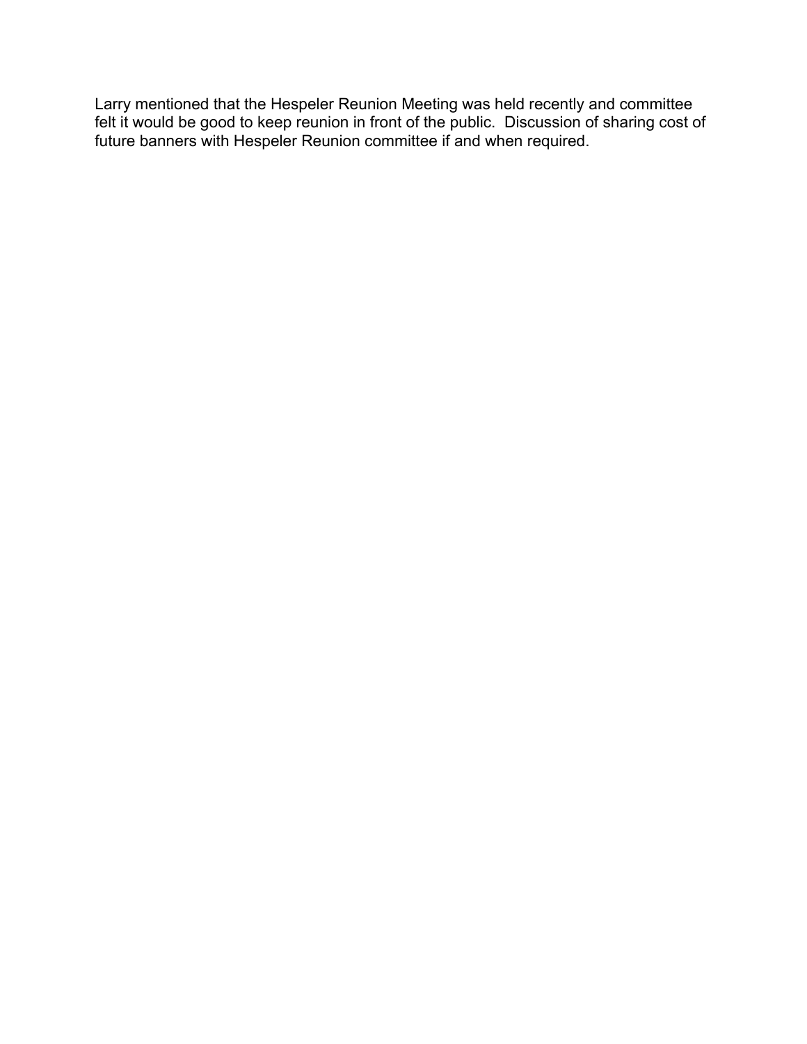Larry mentioned that the Hespeler Reunion Meeting was held recently and committee felt it would be good to keep reunion in front of the public.  Discussion of sharing cost of future banners with Hespeler Reunion committee if and when required.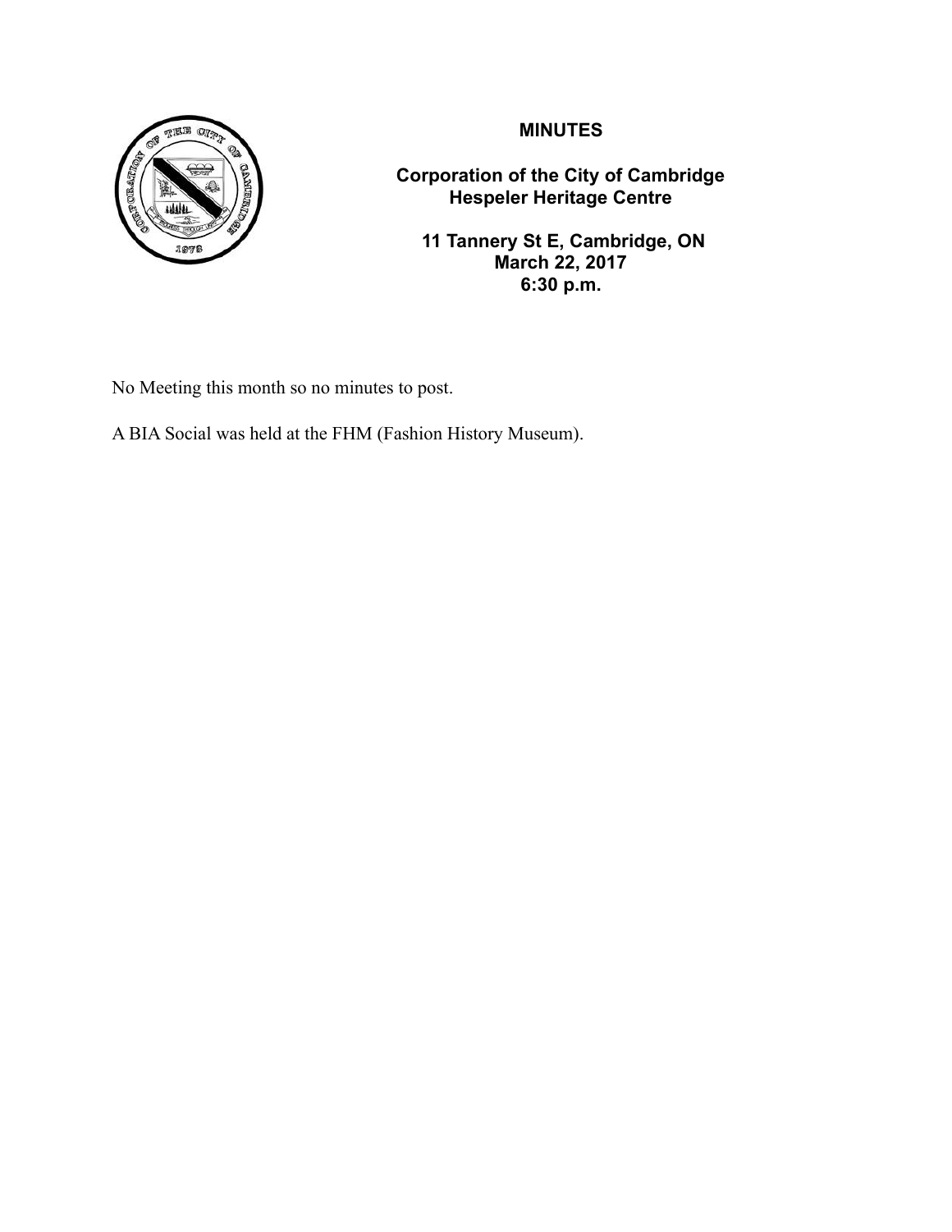**MINUTES**

**Corporation of the City of Cambridge**
**Hespeler Heritage Centre**

**11 Tannery St E, Cambridge, ON**
**March 22, 2017**
**6:30 p.m.**

No Meeting this month so no minutes to post.

A BIA Social was held at the FHM (Fashion History Museum).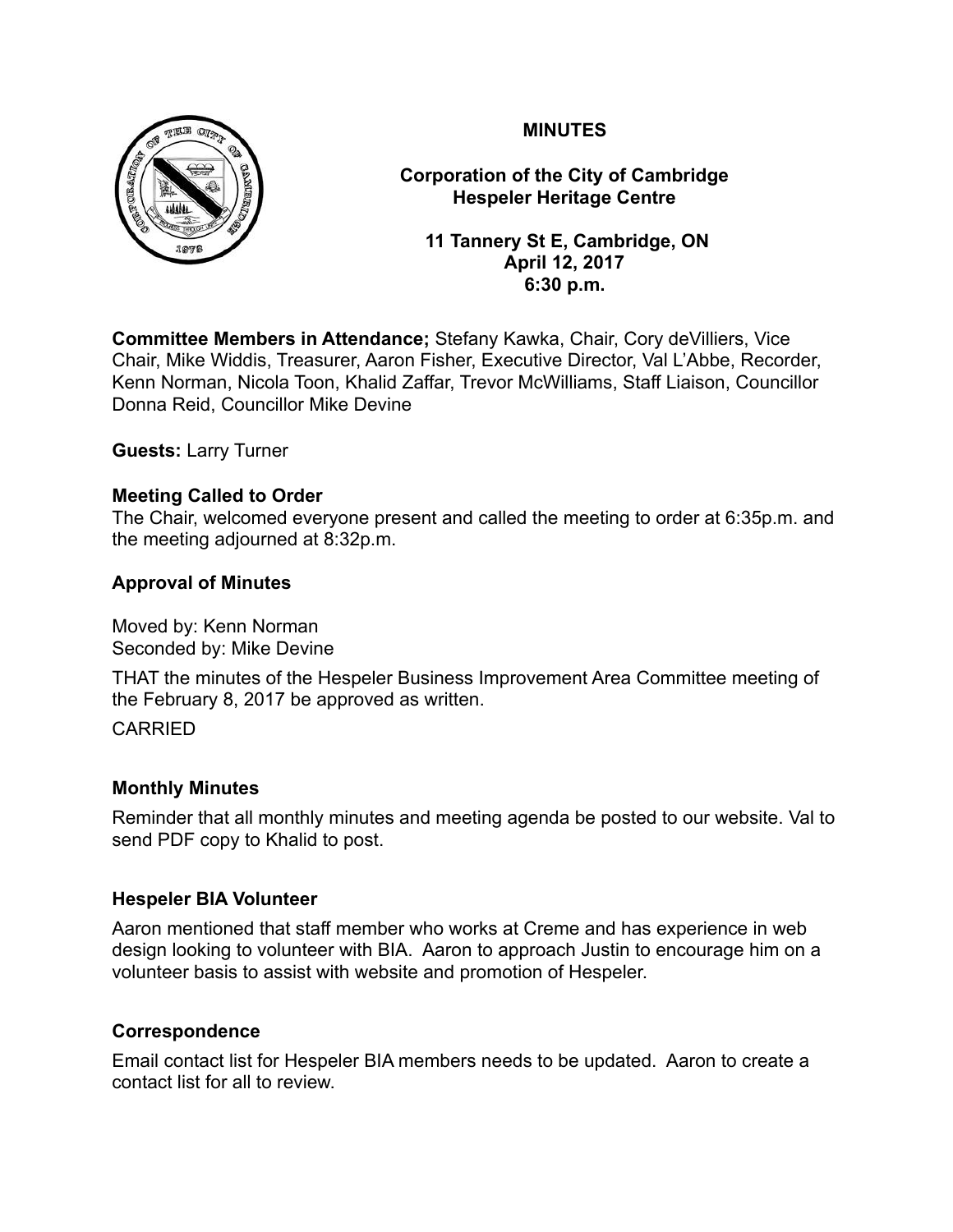**MINUTES**

**Corporation of the City of Cambridge**
**Hespeler Heritage Centre**

**11 Tannery St E, Cambridge, ON**
**April 12, 2017**
**6:30 p.m.**

**Committee Members in Attendance;** Stefany Kawka, Chair, Cory deVilliers, Vice Chair, Mike Widdis, Treasurer, Aaron Fisher, Executive Director, Val L'Abbe, Recorder, Kenn Norman, Nicola Toon, Khalid Zaffar, Trevor McWilliams, Staff Liaison, Councillor Donna Reid, Councillor Mike Devine

**Guests:** Larry Turner

### Meeting Called to Order

The Chair, welcomed everyone present and called the meeting to order at 6:35p.m. and the meeting adjourned at 8:32p.m.

### Approval of Minutes

Moved by: Kenn Norman
Seconded by: Mike Devine

THAT the minutes of the Hespeler Business Improvement Area Committee meeting of the February 8, 2017 be approved as written.

CARRIED

### Monthly Minutes

Reminder that all monthly minutes and meeting agenda be posted to our website. Val to send PDF copy to Khalid to post.

### Hespeler BIA Volunteer

Aaron mentioned that staff member who works at Creme and has experience in web design looking to volunteer with BIA. Aaron to approach Justin to encourage him on a volunteer basis to assist with website and promotion of Hespeler.

### Correspondence

Email contact list for Hespeler BIA members needs to be updated. Aaron to create a contact list for all to review.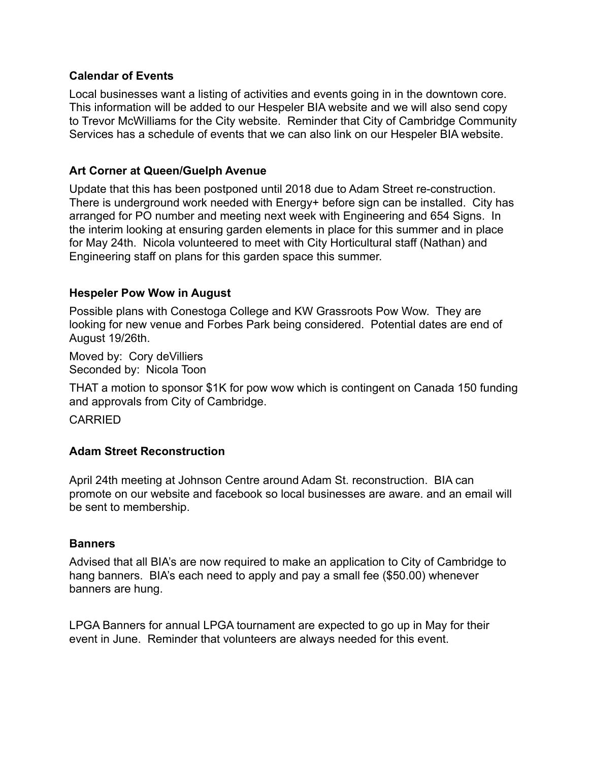**Calendar of Events**

Local businesses want a listing of activities and events going in in the downtown core. This information will be added to our Hespeler BIA website and we will also send copy to Trevor McWilliams for the City website. Reminder that City of Cambridge Community Services has a schedule of events that we can also link on our Hespeler BIA website.

**Art Corner at Queen/Guelph Avenue**

Update that this has been postponed until 2018 due to Adam Street re-construction. There is underground work needed with Energy+ before sign can be installed. City has arranged for PO number and meeting next week with Engineering and 654 Signs. In the interim looking at ensuring garden elements in place for this summer and in place for May 24th. Nicola volunteered to meet with City Horticultural staff (Nathan) and Engineering staff on plans for this garden space this summer.

**Hespeler Pow Wow in August**

Possible plans with Conestoga College and KW Grassroots Pow Wow. They are looking for new venue and Forbes Park being considered. Potential dates are end of August 19/26th.

Moved by: Cory deVilliers
Seconded by: Nicola Toon

THAT a motion to sponsor $1K for pow wow which is contingent on Canada 150 funding and approvals from City of Cambridge.

CARRIED

**Adam Street Reconstruction**

April 24th meeting at Johnson Centre around Adam St. reconstruction. BIA can promote on our website and facebook so local businesses are aware. and an email will be sent to membership.

**Banners**

Advised that all BIA's are now required to make an application to City of Cambridge to hang banners. BIA's each need to apply and pay a small fee ($50.00) whenever banners are hung.

LPGA Banners for annual LPGA tournament are expected to go up in May for their event in June. Reminder that volunteers are always needed for this event.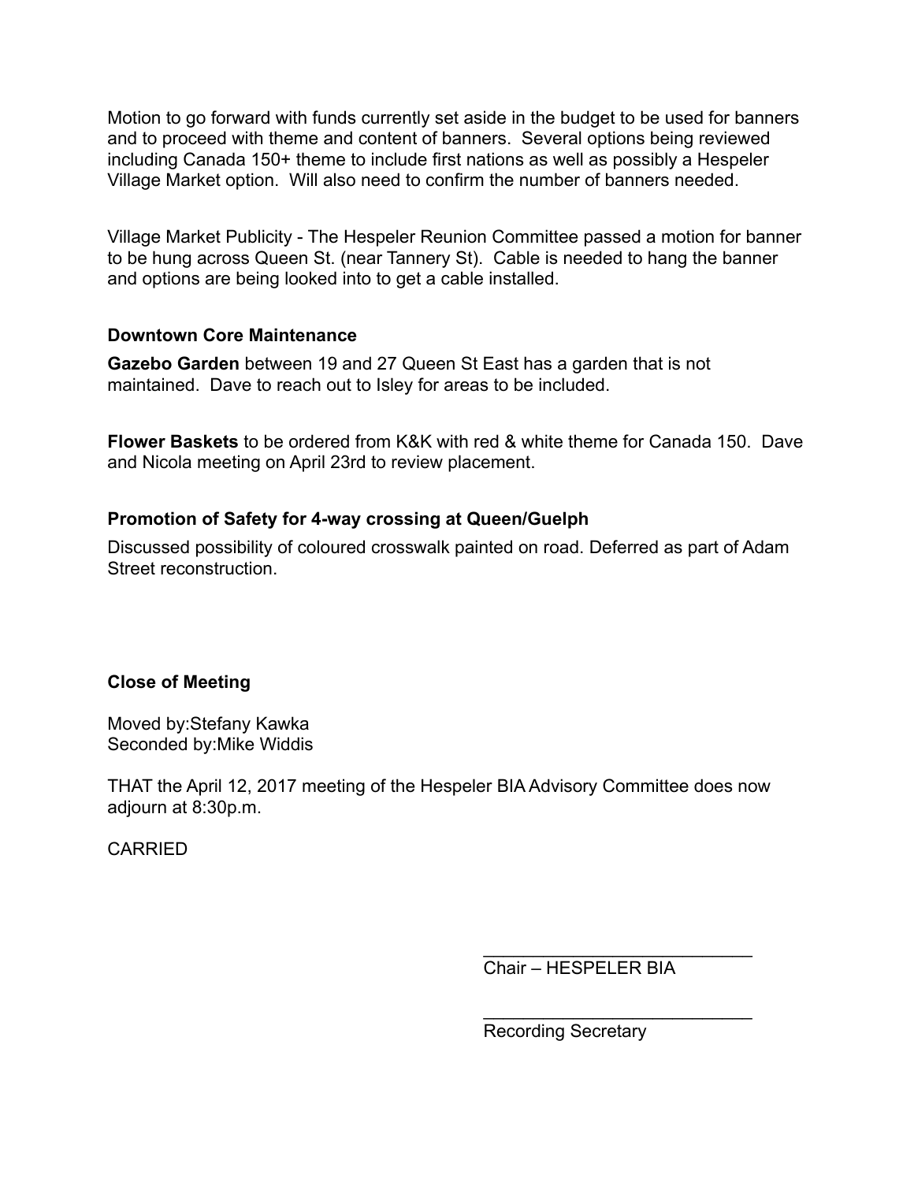Motion to go forward with funds currently set aside in the budget to be used for banners and to proceed with theme and content of banners. Several options being reviewed including Canada 150+ theme to include first nations as well as possibly a Hespeler Village Market option. Will also need to confirm the number of banners needed.

Village Market Publicity - The Hespeler Reunion Committee passed a motion for banner to be hung across Queen St. (near Tannery St). Cable is needed to hang the banner and options are being looked into to get a cable installed.

### Downtown Core Maintenance

**Gazebo Garden** between 19 and 27 Queen St East has a garden that is not maintained. Dave to reach out to Isley for areas to be included.

**Flower Baskets** to be ordered from K&K with red & white theme for Canada 150. Dave and Nicola meeting on April 23rd to review placement.

### Promotion of Safety for 4-way crossing at Queen/Guelph

Discussed possibility of coloured crosswalk painted on road. Deferred as part of Adam Street reconstruction.

### Close of Meeting

Moved by:Stefany Kawka
Seconded by:Mike Widdis

THAT the April 12, 2017 meeting of the Hespeler BIA Advisory Committee does now adjourn at 8:30p.m.

CARRIED

____________________________
Chair – HESPELER BIA

____________________________
Recording Secretary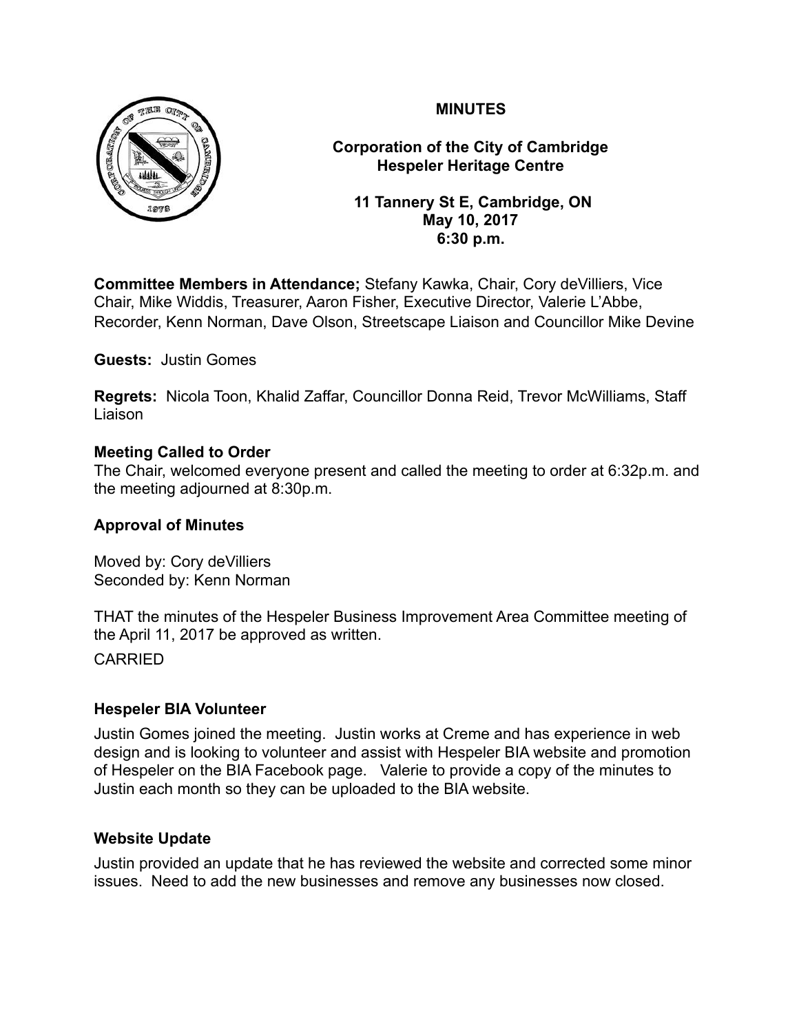**MINUTES**

**Corporation of the City of Cambridge**
**Hespeler Heritage Centre**

**11 Tannery St E, Cambridge, ON**
**May 10, 2017**
**6:30 p.m.**

**Committee Members in Attendance;** Stefany Kawka, Chair, Cory deVilliers, Vice Chair, Mike Widdis, Treasurer, Aaron Fisher, Executive Director, Valerie L'Abbe, Recorder, Kenn Norman, Dave Olson, Streetscape Liaison and Councillor Mike Devine

**Guests:** Justin Gomes

**Regrets:** Nicola Toon, Khalid Zaffar, Councillor Donna Reid, Trevor McWilliams, Staff Liaison

### Meeting Called to Order

The Chair, welcomed everyone present and called the meeting to order at 6:32p.m. and the meeting adjourned at 8:30p.m.

### Approval of Minutes

Moved by: Cory deVilliers
Seconded by: Kenn Norman

THAT the minutes of the Hespeler Business Improvement Area Committee meeting of the April 11, 2017 be approved as written.

CARRIED

### Hespeler BIA Volunteer

Justin Gomes joined the meeting. Justin works at Creme and has experience in web design and is looking to volunteer and assist with Hespeler BIA website and promotion of Hespeler on the BIA Facebook page. Valerie to provide a copy of the minutes to Justin each month so they can be uploaded to the BIA website.

### Website Update

Justin provided an update that he has reviewed the website and corrected some minor issues. Need to add the new businesses and remove any businesses now closed.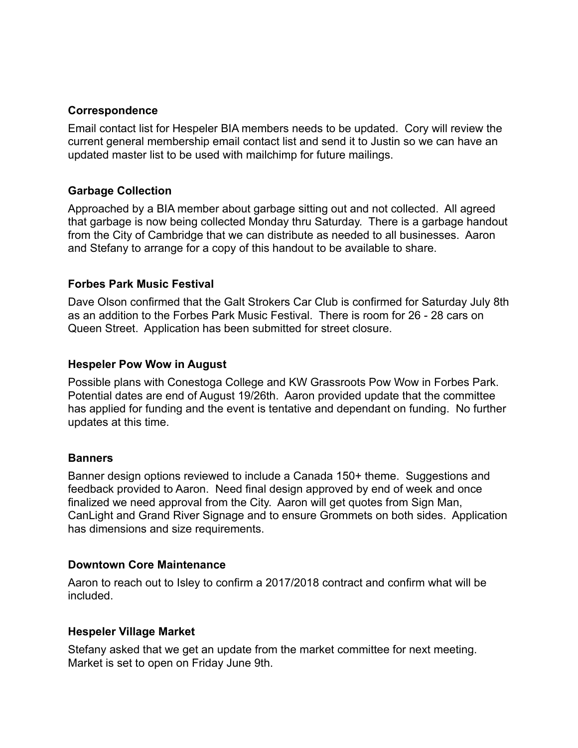**Correspondence**

Email contact list for Hespeler BIA members needs to be updated. Cory will review the current general membership email contact list and send it to Justin so we can have an updated master list to be used with mailchimp for future mailings.

**Garbage Collection**

Approached by a BIA member about garbage sitting out and not collected. All agreed that garbage is now being collected Monday thru Saturday. There is a garbage handout from the City of Cambridge that we can distribute as needed to all businesses. Aaron and Stefany to arrange for a copy of this handout to be available to share.

**Forbes Park Music Festival**

Dave Olson confirmed that the Galt Strokers Car Club is confirmed for Saturday July 8th as an addition to the Forbes Park Music Festival. There is room for 26 - 28 cars on Queen Street. Application has been submitted for street closure.

**Hespeler Pow Wow in August**

Possible plans with Conestoga College and KW Grassroots Pow Wow in Forbes Park. Potential dates are end of August 19/26th. Aaron provided update that the committee has applied for funding and the event is tentative and dependant on funding. No further updates at this time.

**Banners**

Banner design options reviewed to include a Canada 150+ theme. Suggestions and feedback provided to Aaron. Need final design approved by end of week and once finalized we need approval from the City. Aaron will get quotes from Sign Man, CanLight and Grand River Signage and to ensure Grommets on both sides. Application has dimensions and size requirements.

**Downtown Core Maintenance**

Aaron to reach out to Isley to confirm a 2017/2018 contract and confirm what will be included.

**Hespeler Village Market**

Stefany asked that we get an update from the market committee for next meeting. Market is set to open on Friday June 9th.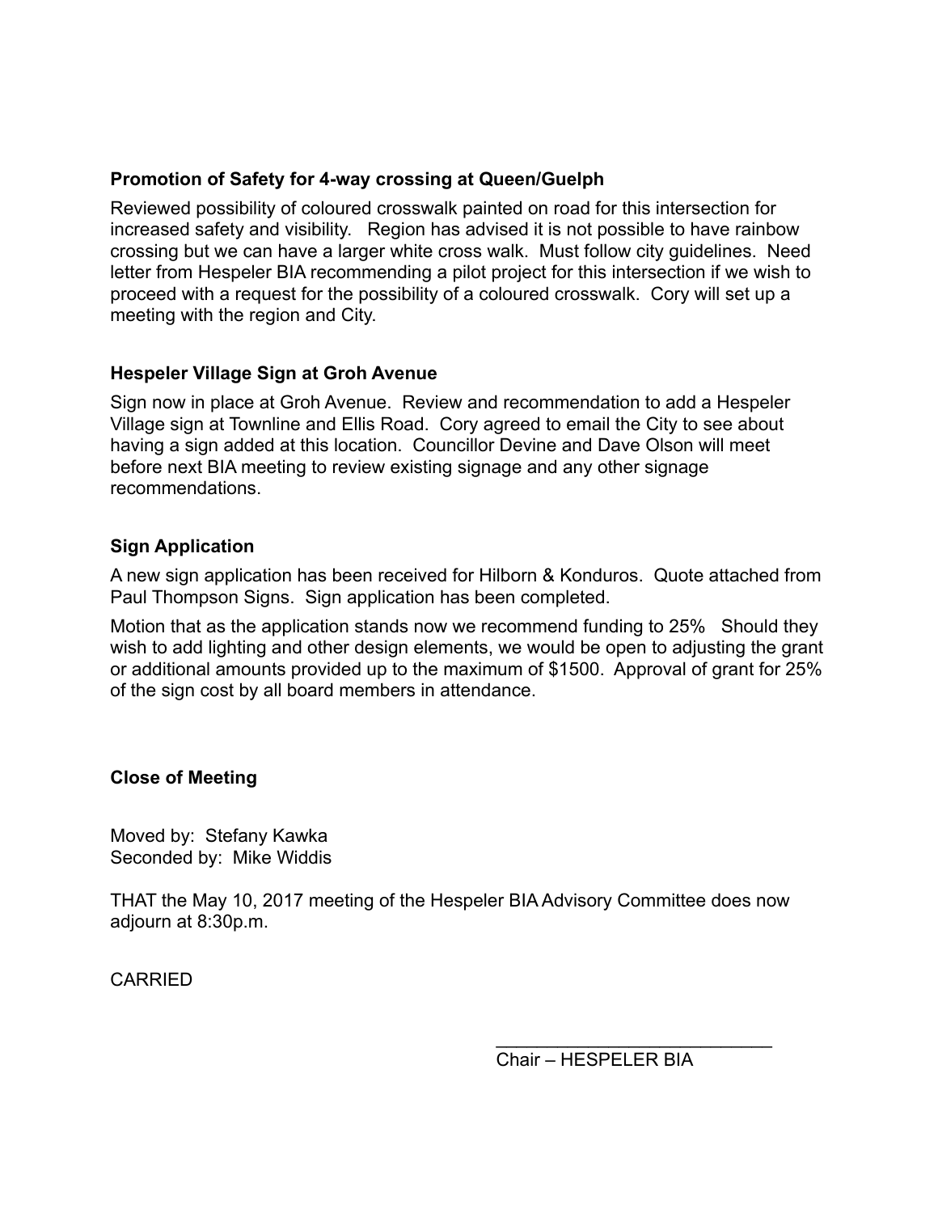### Promotion of Safety for 4-way crossing at Queen/Guelph

Reviewed possibility of coloured crosswalk painted on road for this intersection for increased safety and visibility. Region has advised it is not possible to have rainbow crossing but we can have a larger white cross walk. Must follow city guidelines. Need letter from Hespeler BIA recommending a pilot project for this intersection if we wish to proceed with a request for the possibility of a coloured crosswalk. Cory will set up a meeting with the region and City.

### Hespeler Village Sign at Groh Avenue

Sign now in place at Groh Avenue. Review and recommendation to add a Hespeler Village sign at Townline and Ellis Road. Cory agreed to email the City to see about having a sign added at this location. Councillor Devine and Dave Olson will meet before next BIA meeting to review existing signage and any other signage recommendations.

### Sign Application

A new sign application has been received for Hilborn & Konduros. Quote attached from Paul Thompson Signs. Sign application has been completed.

Motion that as the application stands now we recommend funding to 25% Should they wish to add lighting and other design elements, we would be open to adjusting the grant or additional amounts provided up to the maximum of $1500. Approval of grant for 25% of the sign cost by all board members in attendance.

### Close of Meeting

Moved by: Stefany Kawka
Seconded by: Mike Widdis

THAT the May 10, 2017 meeting of the Hespeler BIA Advisory Committee does now adjourn at 8:30p.m.

CARRIED

\_\_\_\_\_\_\_\_\_\_\_\_\_\_\_\_\_\_\_\_\_\_\_\_\_\_\_\_
Chair – HESPELER BIA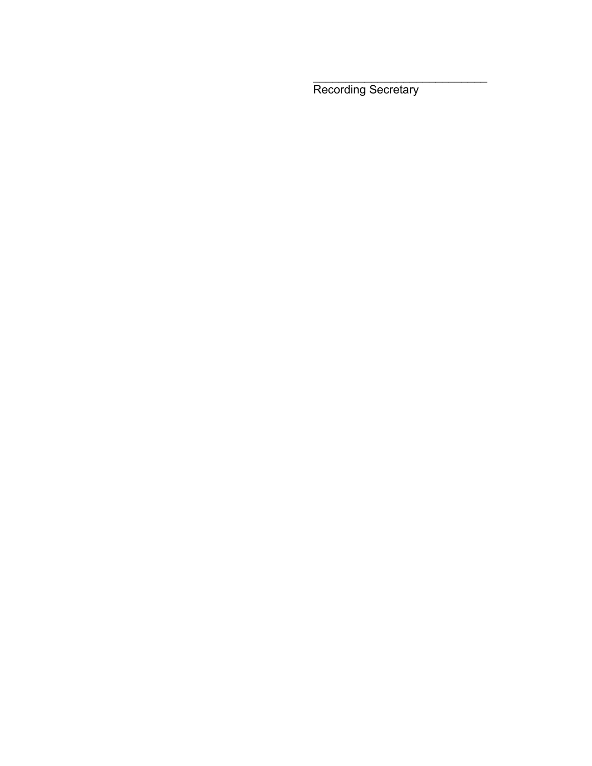_____________________________

Recording Secretary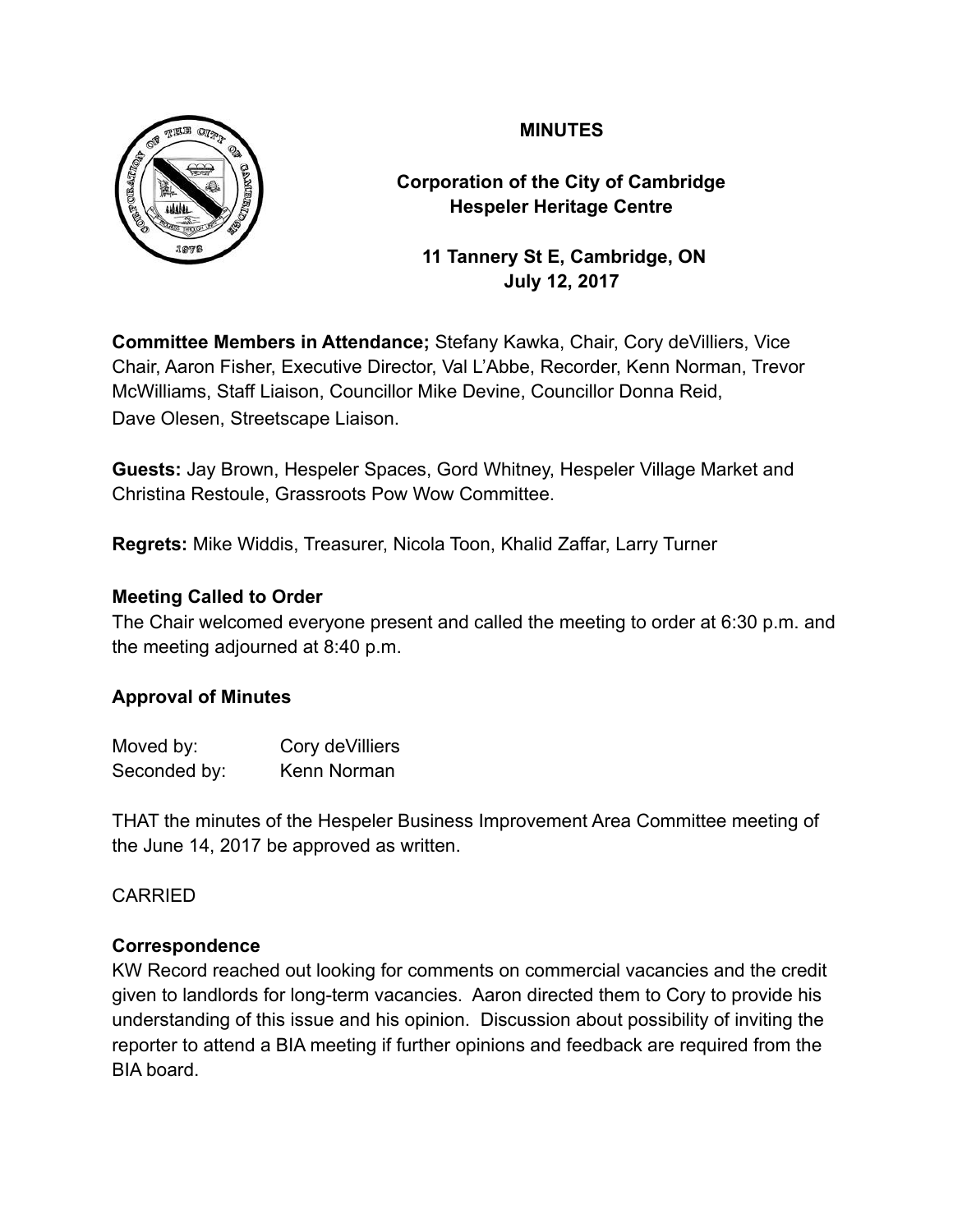**MINUTES**

**Corporation of the City of Cambridge**
**Hespeler Heritage Centre**

**11 Tannery St E, Cambridge, ON**
**July 12, 2017**

**Committee Members in Attendance;** Stefany Kawka, Chair, Cory deVilliers, Vice Chair, Aaron Fisher, Executive Director, Val L'Abbe, Recorder, Kenn Norman, Trevor McWilliams, Staff Liaison, Councillor Mike Devine, Councillor Donna Reid, Dave Olesen, Streetscape Liaison.

**Guests:** Jay Brown, Hespeler Spaces, Gord Whitney, Hespeler Village Market and Christina Restoule, Grassroots Pow Wow Committee.

**Regrets:** Mike Widdis, Treasurer, Nicola Toon, Khalid Zaffar, Larry Turner

### Meeting Called to Order

The Chair welcomed everyone present and called the meeting to order at 6:30 p.m. and the meeting adjourned at 8:40 p.m.

### Approval of Minutes

Moved by: Cory deVilliers
Seconded by: Kenn Norman

THAT the minutes of the Hespeler Business Improvement Area Committee meeting of the June 14, 2017 be approved as written.

CARRIED

### Correspondence

KW Record reached out looking for comments on commercial vacancies and the credit given to landlords for long-term vacancies. Aaron directed them to Cory to provide his understanding of this issue and his opinion. Discussion about possibility of inviting the reporter to attend a BIA meeting if further opinions and feedback are required from the BIA board.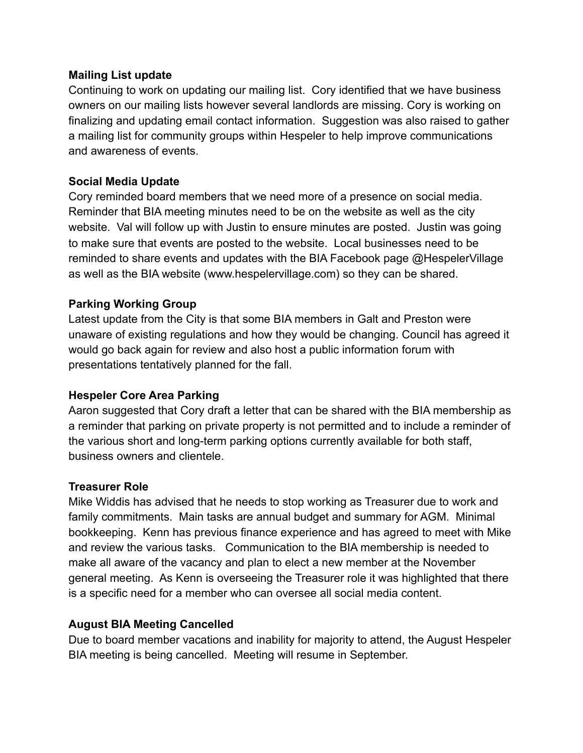**Mailing List update**
Continuing to work on updating our mailing list. Cory identified that we have business owners on our mailing lists however several landlords are missing. Cory is working on finalizing and updating email contact information. Suggestion was also raised to gather a mailing list for community groups within Hespeler to help improve communications and awareness of events.

**Social Media Update**
Cory reminded board members that we need more of a presence on social media. Reminder that BIA meeting minutes need to be on the website as well as the city website. Val will follow up with Justin to ensure minutes are posted. Justin was going to make sure that events are posted to the website. Local businesses need to be reminded to share events and updates with the BIA Facebook page @HespelerVillage as well as the BIA website (www.hespelervillage.com) so they can be shared.

**Parking Working Group**
Latest update from the City is that some BIA members in Galt and Preston were unaware of existing regulations and how they would be changing. Council has agreed it would go back again for review and also host a public information forum with presentations tentatively planned for the fall.

**Hespeler Core Area Parking**
Aaron suggested that Cory draft a letter that can be shared with the BIA membership as a reminder that parking on private property is not permitted and to include a reminder of the various short and long-term parking options currently available for both staff, business owners and clientele.

**Treasurer Role**
Mike Widdis has advised that he needs to stop working as Treasurer due to work and family commitments. Main tasks are annual budget and summary for AGM. Minimal bookkeeping. Kenn has previous finance experience and has agreed to meet with Mike and review the various tasks. Communication to the BIA membership is needed to make all aware of the vacancy and plan to elect a new member at the November general meeting. As Kenn is overseeing the Treasurer role it was highlighted that there is a specific need for a member who can oversee all social media content.

**August BIA Meeting Cancelled**
Due to board member vacations and inability for majority to attend, the August Hespeler BIA meeting is being cancelled. Meeting will resume in September.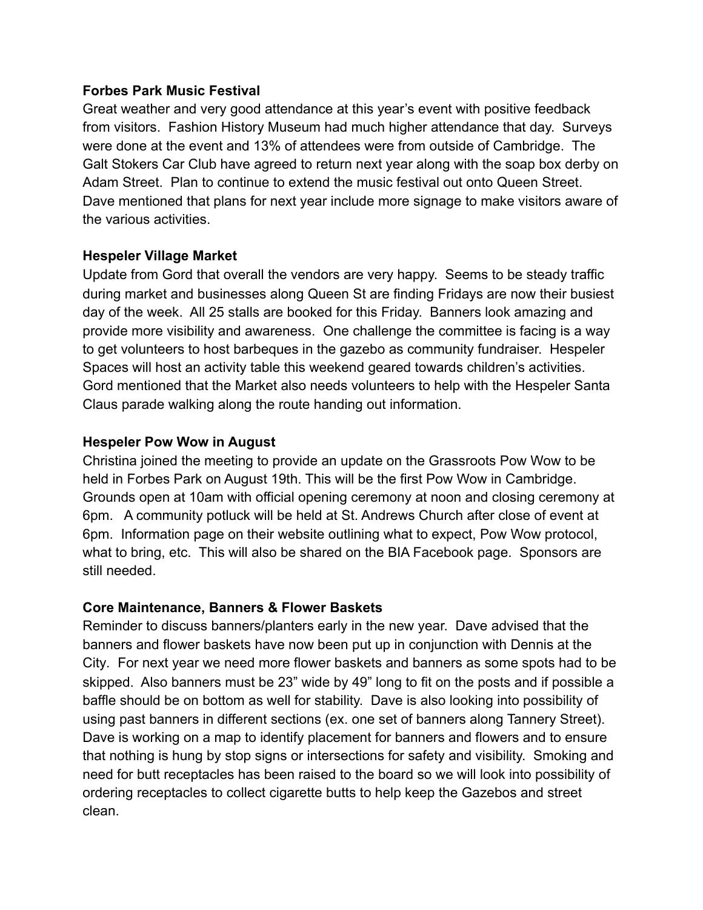**Forbes Park Music Festival**

Great weather and very good attendance at this year's event with positive feedback from visitors. Fashion History Museum had much higher attendance that day. Surveys were done at the event and 13% of attendees were from outside of Cambridge. The Galt Stokers Car Club have agreed to return next year along with the soap box derby on Adam Street. Plan to continue to extend the music festival out onto Queen Street. Dave mentioned that plans for next year include more signage to make visitors aware of the various activities.

**Hespeler Village Market**

Update from Gord that overall the vendors are very happy. Seems to be steady traffic during market and businesses along Queen St are finding Fridays are now their busiest day of the week. All 25 stalls are booked for this Friday. Banners look amazing and provide more visibility and awareness. One challenge the committee is facing is a way to get volunteers to host barbeques in the gazebo as community fundraiser. Hespeler Spaces will host an activity table this weekend geared towards children's activities. Gord mentioned that the Market also needs volunteers to help with the Hespeler Santa Claus parade walking along the route handing out information.

**Hespeler Pow Wow in August**

Christina joined the meeting to provide an update on the Grassroots Pow Wow to be held in Forbes Park on August 19th. This will be the first Pow Wow in Cambridge. Grounds open at 10am with official opening ceremony at noon and closing ceremony at 6pm. A community potluck will be held at St. Andrews Church after close of event at 6pm. Information page on their website outlining what to expect, Pow Wow protocol, what to bring, etc. This will also be shared on the BIA Facebook page. Sponsors are still needed.

**Core Maintenance, Banners & Flower Baskets**

Reminder to discuss banners/planters early in the new year. Dave advised that the banners and flower baskets have now been put up in conjunction with Dennis at the City. For next year we need more flower baskets and banners as some spots had to be skipped. Also banners must be 23" wide by 49" long to fit on the posts and if possible a baffle should be on bottom as well for stability. Dave is also looking into possibility of using past banners in different sections (ex. one set of banners along Tannery Street). Dave is working on a map to identify placement for banners and flowers and to ensure that nothing is hung by stop signs or intersections for safety and visibility. Smoking and need for butt receptacles has been raised to the board so we will look into possibility of ordering receptacles to collect cigarette butts to help keep the Gazebos and street clean.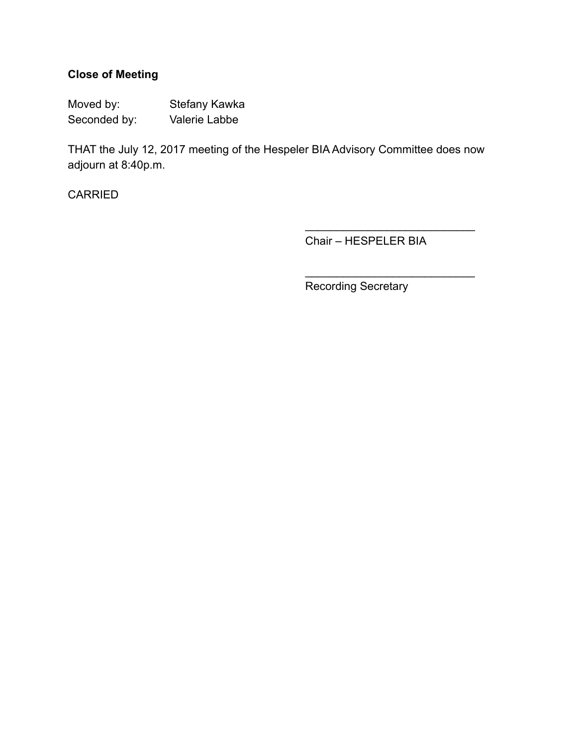**Close of Meeting**

Moved by: Stefany Kawka
Seconded by: Valerie Labbe

THAT the July 12, 2017 meeting of the Hespeler BIA Advisory Committee does now adjourn at 8:40p.m.

CARRIED

____________________________
Chair – HESPELER BIA

____________________________
Recording Secretary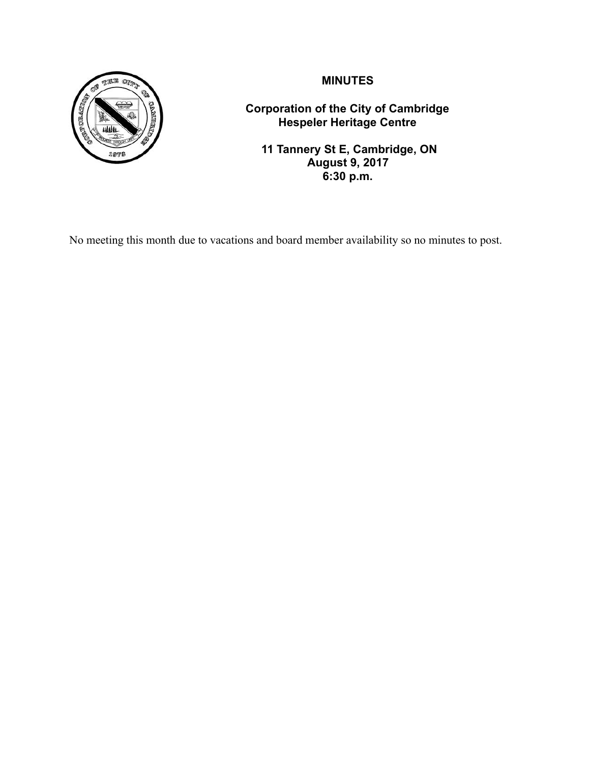**MINUTES**

**Corporation of the City of Cambridge**
**Hespeler Heritage Centre**

**11 Tannery St E, Cambridge, ON**
**August 9, 2017**
**6:30 p.m.**

No meeting this month due to vacations and board member availability so no minutes to post.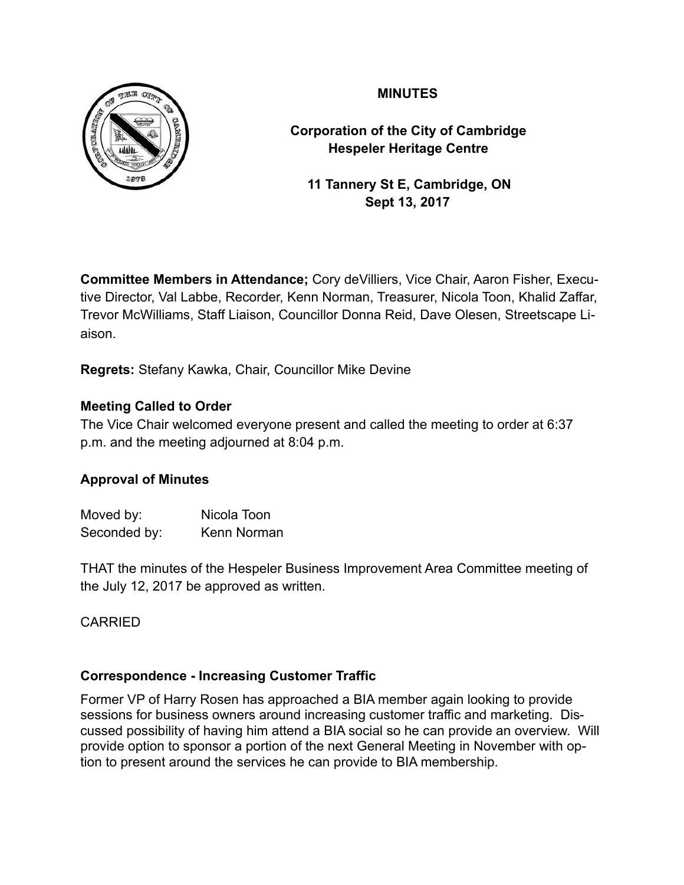# MINUTES

**Corporation of the City of Cambridge**
**Hespeler Heritage Centre**

**11 Tannery St E, Cambridge, ON**
**Sept 13, 2017**

**Committee Members in Attendance;** Cory deVilliers, Vice Chair, Aaron Fisher, Executive Director, Val Labbe, Recorder, Kenn Norman, Treasurer, Nicola Toon, Khalid Zaffar, Trevor McWilliams, Staff Liaison, Councillor Donna Reid, Dave Olesen, Streetscape Liaison.

**Regrets:** Stefany Kawka, Chair, Councillor Mike Devine

**Meeting Called to Order**

The Vice Chair welcomed everyone present and called the meeting to order at 6:37 p.m. and the meeting adjourned at 8:04 p.m.

**Approval of Minutes**

Moved by: Nicola Toon
Seconded by: Kenn Norman

THAT the minutes of the Hespeler Business Improvement Area Committee meeting of the July 12, 2017 be approved as written.

CARRIED

**Correspondence - Increasing Customer Traffic**

Former VP of Harry Rosen has approached a BIA member again looking to provide sessions for business owners around increasing customer traffic and marketing. Discussed possibility of having him attend a BIA social so he can provide an overview. Will provide option to sponsor a portion of the next General Meeting in November with option to present around the services he can provide to BIA membership.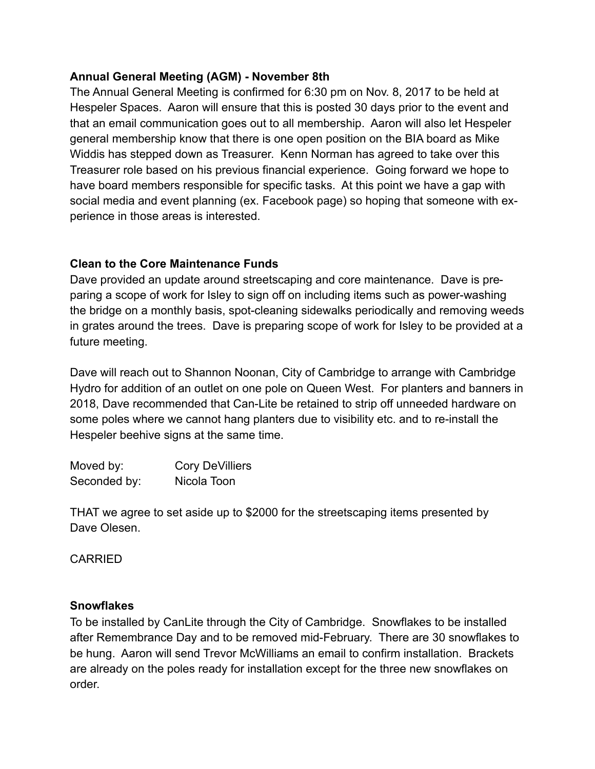**Annual General Meeting (AGM) - November 8th**

The Annual General Meeting is confirmed for 6:30 pm on Nov. 8, 2017 to be held at Hespeler Spaces. Aaron will ensure that this is posted 30 days prior to the event and that an email communication goes out to all membership. Aaron will also let Hespeler general membership know that there is one open position on the BIA board as Mike Widdis has stepped down as Treasurer. Kenn Norman has agreed to take over this Treasurer role based on his previous financial experience. Going forward we hope to have board members responsible for specific tasks. At this point we have a gap with social media and event planning (ex. Facebook page) so hoping that someone with experience in those areas is interested.

**Clean to the Core Maintenance Funds**

Dave provided an update around streetscaping and core maintenance. Dave is preparing a scope of work for Isley to sign off on including items such as power-washing the bridge on a monthly basis, spot-cleaning sidewalks periodically and removing weeds in grates around the trees. Dave is preparing scope of work for Isley to be provided at a future meeting.

Dave will reach out to Shannon Noonan, City of Cambridge to arrange with Cambridge Hydro for addition of an outlet on one pole on Queen West. For planters and banners in 2018, Dave recommended that Can-Lite be retained to strip off unneeded hardware on some poles where we cannot hang planters due to visibility etc. and to re-install the Hespeler beehive signs at the same time.

Moved by: Cory DeVilliers
Seconded by: Nicola Toon

THAT we agree to set aside up to $2000 for the streetscaping items presented by Dave Olesen.

CARRIED

**Snowflakes**

To be installed by CanLite through the City of Cambridge. Snowflakes to be installed after Remembrance Day and to be removed mid-February. There are 30 snowflakes to be hung. Aaron will send Trevor McWilliams an email to confirm installation. Brackets are already on the poles ready for installation except for the three new snowflakes on order.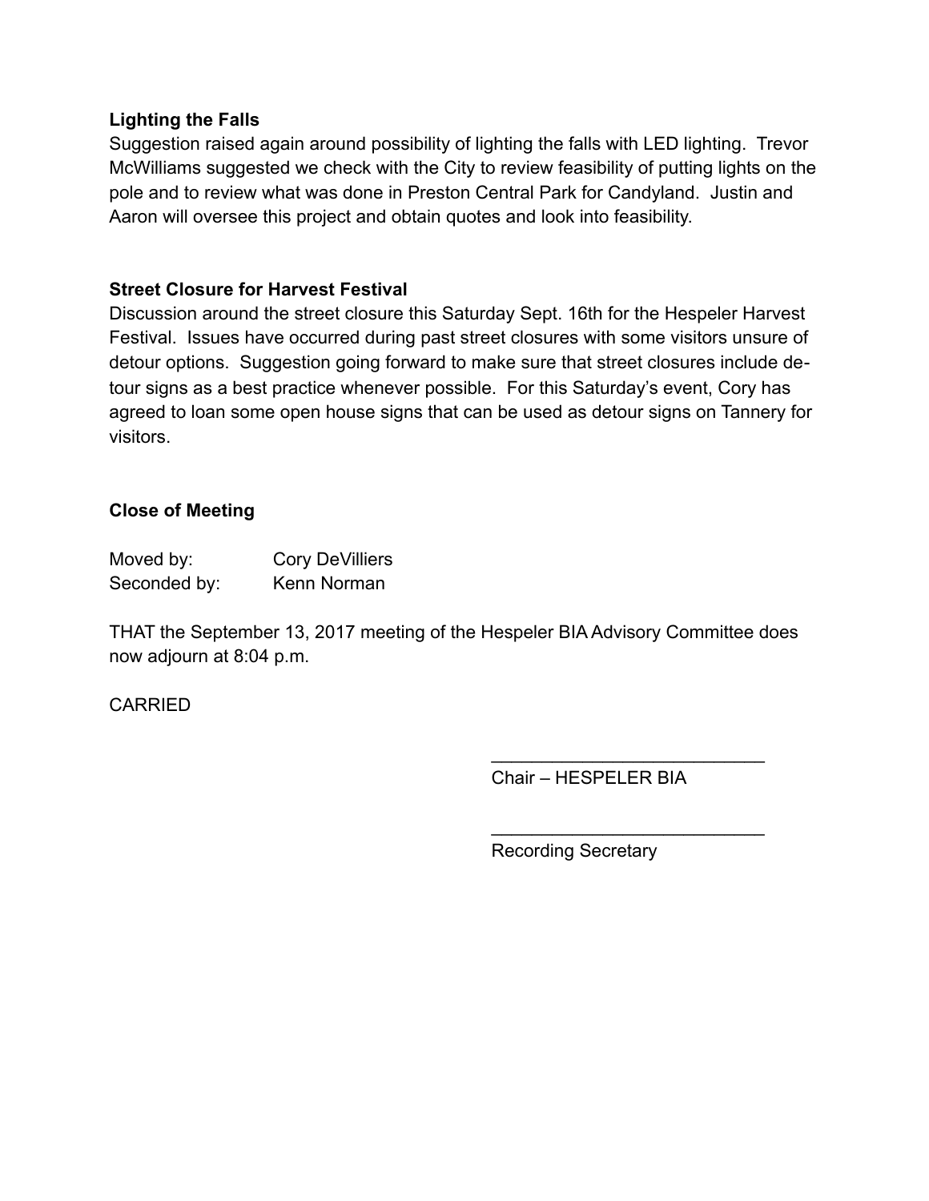**Lighting the Falls**

Suggestion raised again around possibility of lighting the falls with LED lighting. Trevor McWilliams suggested we check with the City to review feasibility of putting lights on the pole and to review what was done in Preston Central Park for Candyland. Justin and Aaron will oversee this project and obtain quotes and look into feasibility.

**Street Closure for Harvest Festival**

Discussion around the street closure this Saturday Sept. 16th for the Hespeler Harvest Festival. Issues have occurred during past street closures with some visitors unsure of detour options. Suggestion going forward to make sure that street closures include detour signs as a best practice whenever possible. For this Saturday's event, Cory has agreed to loan some open house signs that can be used as detour signs on Tannery for visitors.

**Close of Meeting**

Moved by: Cory DeVilliers
Seconded by: Kenn Norman

THAT the September 13, 2017 meeting of the Hespeler BIA Advisory Committee does now adjourn at 8:04 p.m.

CARRIED

\_\_\_\_\_\_\_\_\_\_\_\_\_\_\_\_\_\_\_\_\_\_\_\_\_\_\_
Chair – HESPELER BIA

\_\_\_\_\_\_\_\_\_\_\_\_\_\_\_\_\_\_\_\_\_\_\_\_\_\_\_
Recording Secretary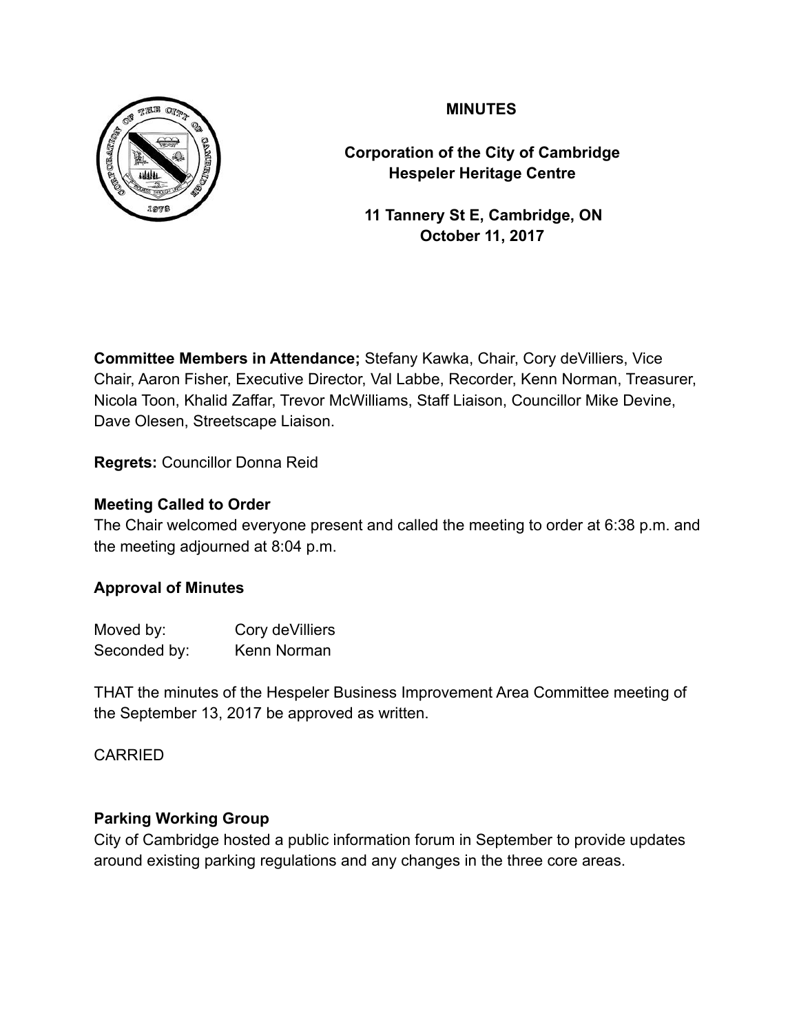# MINUTES

**Corporation of the City of Cambridge**
**Hespeler Heritage Centre**

**11 Tannery St E, Cambridge, ON**
**October 11, 2017**

**Committee Members in Attendance;** Stefany Kawka, Chair, Cory deVilliers, Vice Chair, Aaron Fisher, Executive Director, Val Labbe, Recorder, Kenn Norman, Treasurer, Nicola Toon, Khalid Zaffar, Trevor McWilliams, Staff Liaison, Councillor Mike Devine, Dave Olesen, Streetscape Liaison.

**Regrets:** Councillor Donna Reid

**Meeting Called to Order**

The Chair welcomed everyone present and called the meeting to order at 6:38 p.m. and the meeting adjourned at 8:04 p.m.

**Approval of Minutes**

Moved by: Cory deVilliers
Seconded by: Kenn Norman

THAT the minutes of the Hespeler Business Improvement Area Committee meeting of the September 13, 2017 be approved as written.

CARRIED

**Parking Working Group**

City of Cambridge hosted a public information forum in September to provide updates around existing parking regulations and any changes in the three core areas.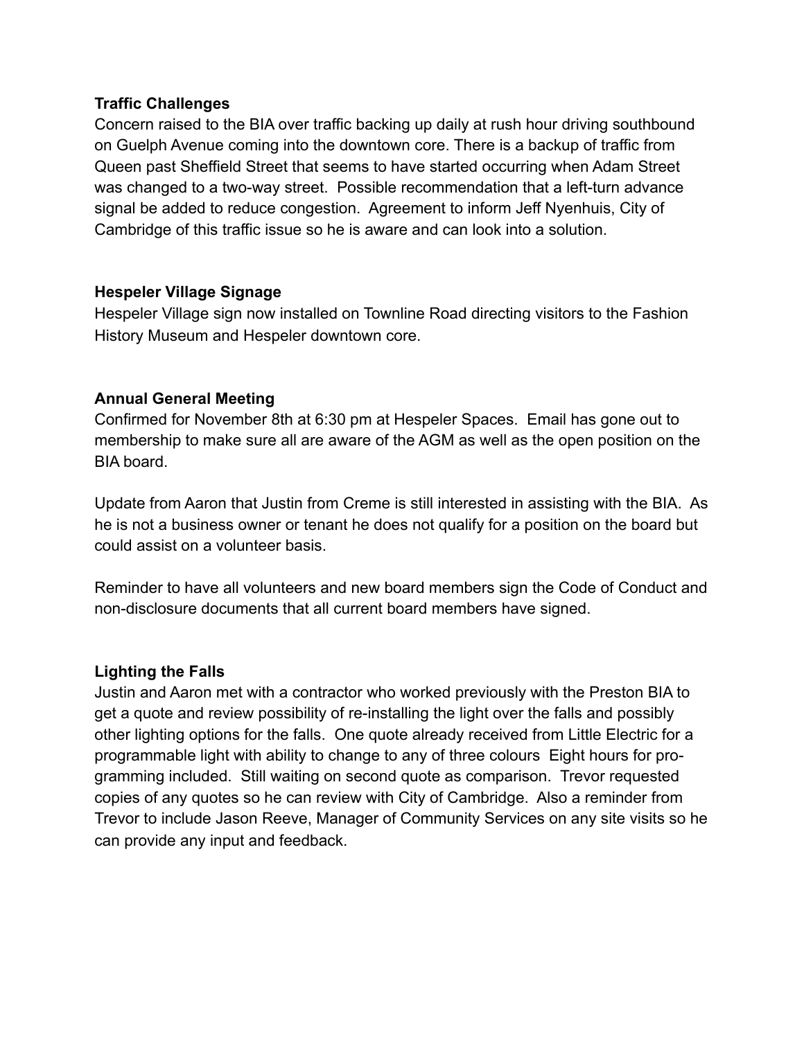**Traffic Challenges**

Concern raised to the BIA over traffic backing up daily at rush hour driving southbound on Guelph Avenue coming into the downtown core. There is a backup of traffic from Queen past Sheffield Street that seems to have started occurring when Adam Street was changed to a two-way street. Possible recommendation that a left-turn advance signal be added to reduce congestion. Agreement to inform Jeff Nyenhuis, City of Cambridge of this traffic issue so he is aware and can look into a solution.

**Hespeler Village Signage**

Hespeler Village sign now installed on Townline Road directing visitors to the Fashion History Museum and Hespeler downtown core.

**Annual General Meeting**

Confirmed for November 8th at 6:30 pm at Hespeler Spaces. Email has gone out to membership to make sure all are aware of the AGM as well as the open position on the BIA board.

Update from Aaron that Justin from Creme is still interested in assisting with the BIA. As he is not a business owner or tenant he does not qualify for a position on the board but could assist on a volunteer basis.

Reminder to have all volunteers and new board members sign the Code of Conduct and non-disclosure documents that all current board members have signed.

**Lighting the Falls**

Justin and Aaron met with a contractor who worked previously with the Preston BIA to get a quote and review possibility of re-installing the light over the falls and possibly other lighting options for the falls. One quote already received from Little Electric for a programmable light with ability to change to any of three colours Eight hours for programming included. Still waiting on second quote as comparison. Trevor requested copies of any quotes so he can review with City of Cambridge. Also a reminder from Trevor to include Jason Reeve, Manager of Community Services on any site visits so he can provide any input and feedback.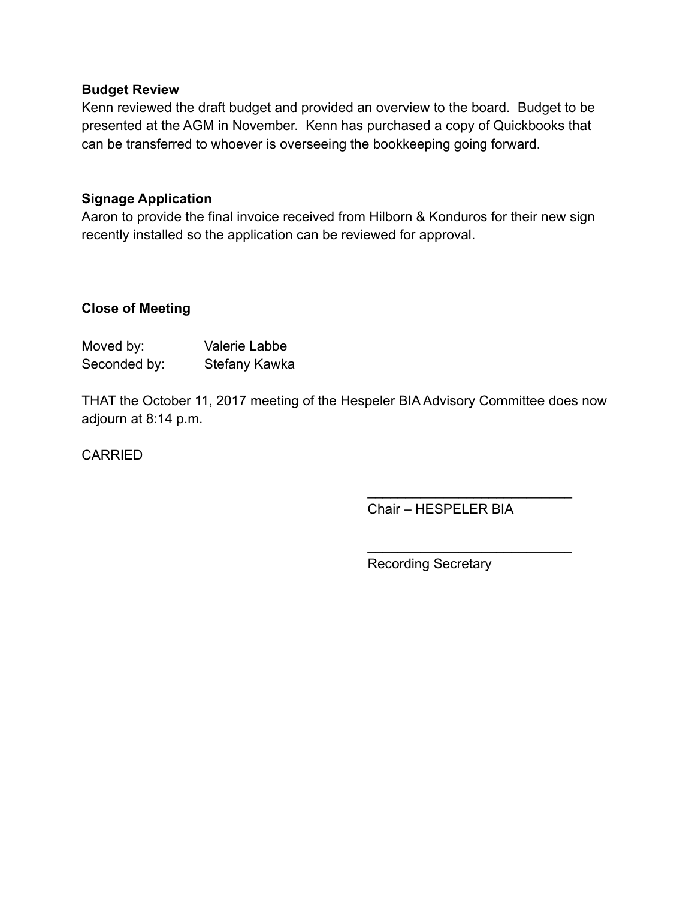**Budget Review**
Kenn reviewed the draft budget and provided an overview to the board. Budget to be presented at the AGM in November. Kenn has purchased a copy of Quickbooks that can be transferred to whoever is overseeing the bookkeeping going forward.

**Signage Application**
Aaron to provide the final invoice received from Hilborn & Konduros for their new sign recently installed so the application can be reviewed for approval.

**Close of Meeting**

Moved by: Valerie Labbe
Seconded by: Stefany Kawka

THAT the October 11, 2017 meeting of the Hespeler BIA Advisory Committee does now adjourn at 8:14 p.m.

CARRIED

___________________________
Chair – HESPELER BIA

___________________________
Recording Secretary